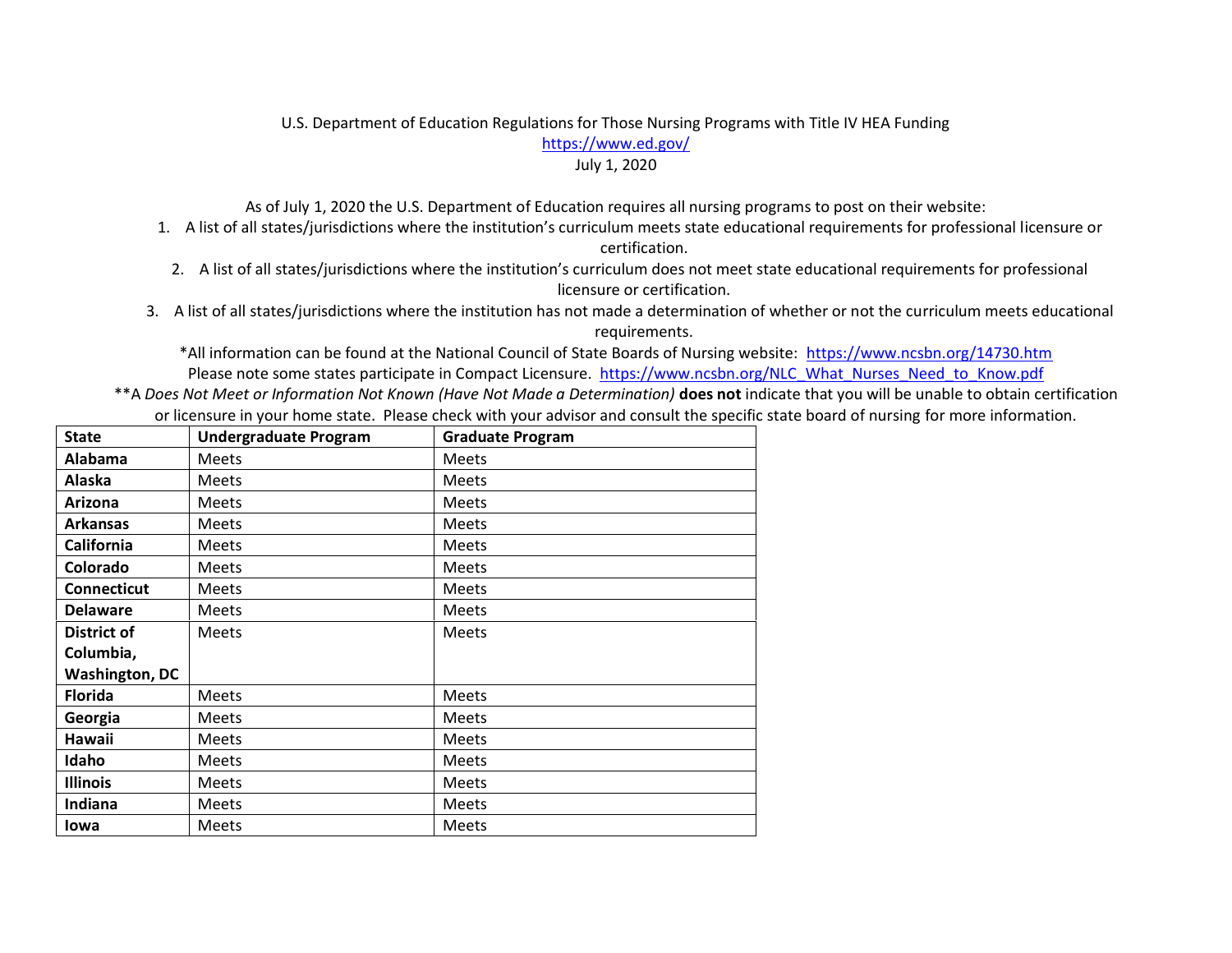U.S. Department of Education Regulations for Those Nursing Programs with Title IV HEA Funding

https://www.ed.gov/

July 1, 2020

As of July 1, 2020 the U.S. Department of Education requires all nursing programs to post on their website:

1. A list of all states/jurisdictions where the institution's curriculum meets state educational requirements for professional licensure or certification.
2. A list of all states/jurisdictions where the institution's curriculum does not meet state educational requirements for professional licensure or certification.
3. A list of all states/jurisdictions where the institution has not made a determination of whether or not the curriculum meets educational requirements.

*All information can be found at the National Council of State Boards of Nursing website: https://www.ncsbn.org/14730.htm

Please note some states participate in Compact Licensure. https://www.ncsbn.org/NLC_What_Nurses_Need_to_Know.pdf

**A *Does Not Meet or Information Not Known (Have Not Made a Determination)* **does not** indicate that you will be unable to obtain certification or licensure in your home state. Please check with your advisor and consult the specific state board of nursing for more information.

| State | Undergraduate Program | Graduate Program |
|---|---|---|
| **Alabama** | Meets | Meets |
| **Alaska** | Meets | Meets |
| **Arizona** | Meets | Meets |
| **Arkansas** | Meets | Meets |
| **California** | Meets | Meets |
| **Colorado** | Meets | Meets |
| **Connecticut** | Meets | Meets |
| **Delaware** | Meets | Meets |
| **District of Columbia, Washington, DC** | Meets | Meets |
| **Florida** | Meets | Meets |
| **Georgia** | Meets | Meets |
| **Hawaii** | Meets | Meets |
| **Idaho** | Meets | Meets |
| **Illinois** | Meets | Meets |
| **Indiana** | Meets | Meets |
| **Iowa** | Meets | Meets |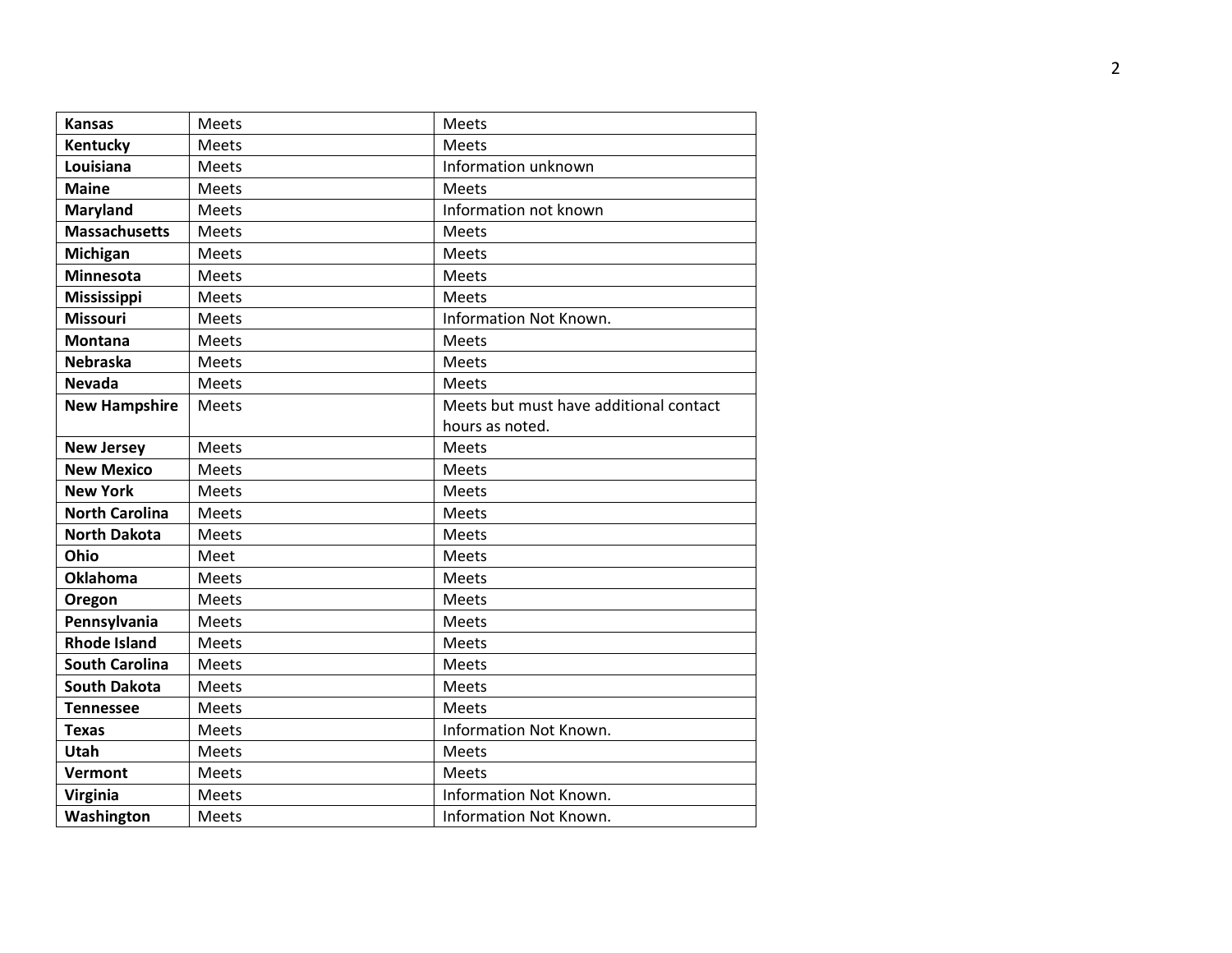| **Kansas** | Meets | Meets |
|---|---|---|
| **Kentucky** | Meets | Meets |
| **Louisiana** | Meets | Information unknown |
| **Maine** | Meets | Meets |
| **Maryland** | Meets | Information not known |
| **Massachusetts** | Meets | Meets |
| **Michigan** | Meets | Meets |
| **Minnesota** | Meets | Meets |
| **Mississippi** | Meets | Meets |
| **Missouri** | Meets | Information Not Known. |
| **Montana** | Meets | Meets |
| **Nebraska** | Meets | Meets |
| **Nevada** | Meets | Meets |
| **New Hampshire** | Meets | Meets but must have additional contact hours as noted. |
| **New Jersey** | Meets | Meets |
| **New Mexico** | Meets | Meets |
| **New York** | Meets | Meets |
| **North Carolina** | Meets | Meets |
| **North Dakota** | Meets | Meets |
| **Ohio** | Meet | Meets |
| **Oklahoma** | Meets | Meets |
| **Oregon** | Meets | Meets |
| **Pennsylvania** | Meets | Meets |
| **Rhode Island** | Meets | Meets |
| **South Carolina** | Meets | Meets |
| **South Dakota** | Meets | Meets |
| **Tennessee** | Meets | Meets |
| **Texas** | Meets | Information Not Known. |
| **Utah** | Meets | Meets |
| **Vermont** | Meets | Meets |
| **Virginia** | Meets | Information Not Known. |
| **Washington** | Meets | Information Not Known. |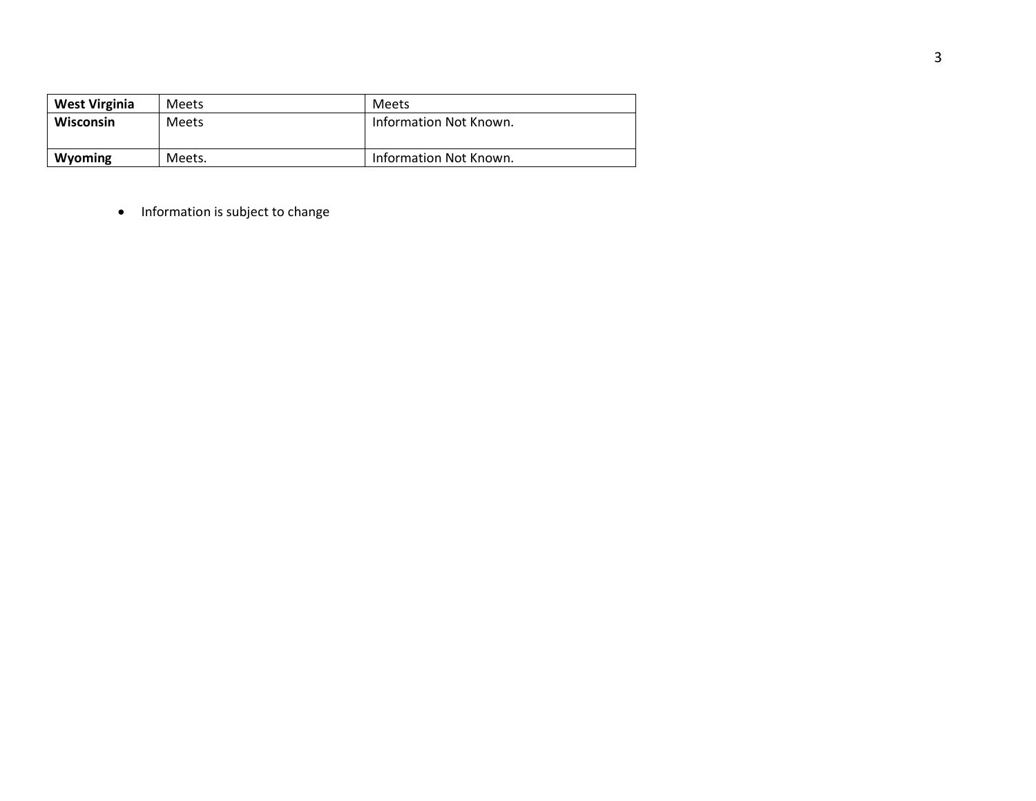| | | |
|---|---|---|
| **West Virginia** | Meets | Meets |
| **Wisconsin** | Meets | Information Not Known. |
| **Wyoming** | Meets. | Information Not Known. |

- Information is subject to change